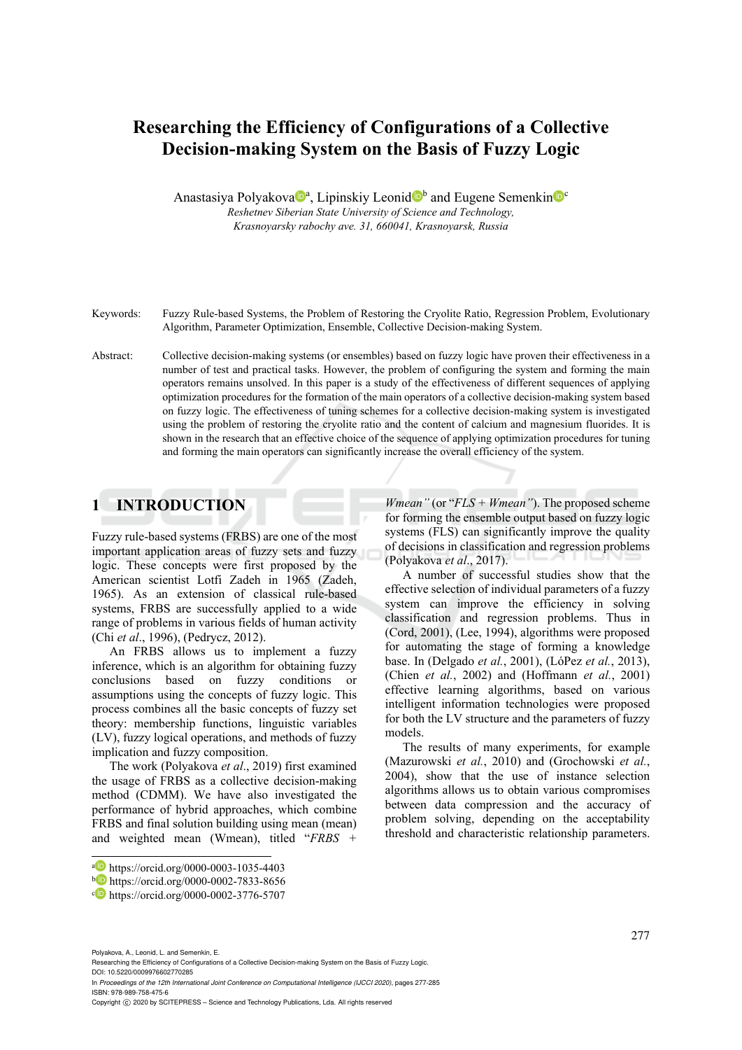# Researching the Efficiency of Configurations of a Collective Decision-making System on the Basis of Fuzzy Logic

Anastasiya Polyakova[a], Lipinskiy Leonid[b] and Eugene Semenkin[c]

*Reshetnev Siberian State University of Science and Technology, Krasnoyarsky rabochy ave. 31, 660041, Krasnoyarsk, Russia*

Keywords: Fuzzy Rule-based Systems, the Problem of Restoring the Cryolite Ratio, Regression Problem, Evolutionary Algorithm, Parameter Optimization, Ensemble, Collective Decision-making System.

Abstract: Collective decision-making systems (or ensembles) based on fuzzy logic have proven their effectiveness in a number of test and practical tasks. However, the problem of configuring the system and forming the main operators remains unsolved. In this paper is a study of the effectiveness of different sequences of applying optimization procedures for the formation of the main operators of a collective decision-making system based on fuzzy logic. The effectiveness of tuning schemes for a collective decision-making system is investigated using the problem of restoring the cryolite ratio and the content of calcium and magnesium fluorides. It is shown in the research that an effective choice of the sequence of applying optimization procedures for tuning and forming the main operators can significantly increase the overall efficiency of the system.

## 1 INTRODUCTION

Fuzzy rule-based systems (FRBS) are one of the most important application areas of fuzzy sets and fuzzy logic. These concepts were first proposed by the American scientist Lotfi Zadeh in 1965 (Zadeh, 1965). As an extension of classical rule-based systems, FRBS are successfully applied to a wide range of problems in various fields of human activity (Chi *et al*., 1996), (Pedrycz, 2012).

An FRBS allows us to implement a fuzzy inference, which is an algorithm for obtaining fuzzy conclusions based on fuzzy conditions or assumptions using the concepts of fuzzy logic. This process combines all the basic concepts of fuzzy set theory: membership functions, linguistic variables (LV), fuzzy logical operations, and methods of fuzzy implication and fuzzy composition.

The work (Polyakova *et al*., 2019) first examined the usage of FRBS as a collective decision-making method (CDMM). We have also investigated the performance of hybrid approaches, which combine FRBS and final solution building using mean (mean) and weighted mean (Wmean), titled "*FRBS + Wmean"* (or "*FLS + Wmean"*). The proposed scheme for forming the ensemble output based on fuzzy logic systems (FLS) can significantly improve the quality of decisions in classification and regression problems (Polyakova *et al*., 2017).

A number of successful studies show that the effective selection of individual parameters of a fuzzy system can improve the efficiency in solving classification and regression problems. Thus in (Cord, 2001), (Lee, 1994), algorithms were proposed for automating the stage of forming a knowledge base. In (Delgado *et al.*, 2001), (LóPez *et al.*, 2013), (Chien *et al.*, 2002) and (Hoffmann *et al.*, 2001) effective learning algorithms, based on various intelligent information technologies were proposed for both the LV structure and the parameters of fuzzy models.

The results of many experiments, for example (Mazurowski *et al.*, 2010) and (Grochowski *et al.*, 2004), show that the use of instance selection algorithms allows us to obtain various compromises between data compression and the accuracy of problem solving, depending on the acceptability threshold and characteristic relationship parameters.

[a] https://orcid.org/0000-0003-1035-4403
[b] https://orcid.org/0000-0002-7833-8656
[c] https://orcid.org/0000-0002-3776-5707

Polyakova, A., Leonid, L. and Semenkin, E.
Researching the Efficiency of Configurations of a Collective Decision-making System on the Basis of Fuzzy Logic.
DOI: 10.5220/0009976602770285
In *Proceedings of the 12th International Joint Conference on Computational Intelligence (IJCCI 2020)*, pages 277-285
ISBN: 978-989-758-475-6
Copyright © 2020 by SCITEPRESS – Science and Technology Publications, Lda. All rights reserved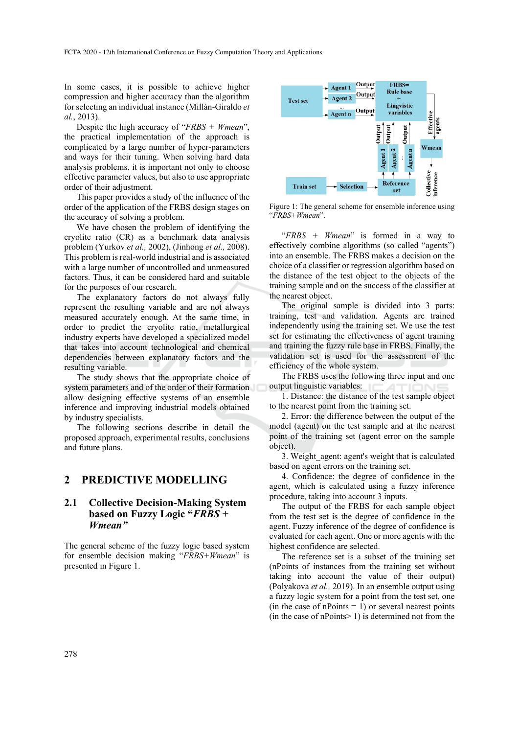In some cases, it is possible to achieve higher compression and higher accuracy than the algorithm for selecting an individual instance (Millán-Giraldo *et al.*, 2013).

Despite the high accuracy of "*FRBS + Wmean*", the practical implementation of the approach is complicated by a large number of hyper-parameters and ways for their tuning. When solving hard data analysis problems, it is important not only to choose effective parameter values, but also to use appropriate order of their adjustment.

This paper provides a study of the influence of the order of the application of the FRBS design stages on the accuracy of solving a problem.

We have chosen the problem of identifying the cryolite ratio (CR) as a benchmark data analysis problem (Yurkov *et al.,* 2002), (Jinhong *et al.,* 2008). This problem is real-world industrial and is associated with a large number of uncontrolled and unmeasured factors. Thus, it can be considered hard and suitable for the purposes of our research.

The explanatory factors do not always fully represent the resulting variable and are not always measured accurately enough. At the same time, in order to predict the cryolite ratio, metallurgical industry experts have developed a specialized model that takes into account technological and chemical dependencies between explanatory factors and the resulting variable.

The study shows that the appropriate choice of system parameters and of the order of their formation allow designing effective systems of an ensemble inference and improving industrial models obtained by industry specialists.

The following sections describe in detail the proposed approach, experimental results, conclusions and future plans.

## 2 PREDICTIVE MODELLING

### 2.1 Collective Decision-Making System based on Fuzzy Logic "*FRBS + Wmean*"

The general scheme of the fuzzy logic based system for ensemble decision making "*FRBS+Wmean*" is presented in Figure 1.

Figure 1: The general scheme for ensemble inference using "*FRBS+Wmean*".

"*FRBS + Wmean*" is formed in a way to effectively combine algorithms (so called "agents") into an ensemble. The FRBS makes a decision on the choice of a classifier or regression algorithm based on the distance of the test object to the objects of the training sample and on the success of the classifier at the nearest object.

The original sample is divided into 3 parts: training, test and validation. Agents are trained independently using the training set. We use the test set for estimating the effectiveness of agent training and training the fuzzy rule base in FRBS. Finally, the validation set is used for the assessment of the efficiency of the whole system.

The FRBS uses the following three input and one output linguistic variables:

1. Distance: the distance of the test sample object to the nearest point from the training set.
2. Error: the difference between the output of the model (agent) on the test sample and at the nearest point of the training set (agent error on the sample object).
3. Weight_agent: agent's weight that is calculated based on agent errors on the training set.
4. Confidence: the degree of confidence in the agent, which is calculated using a fuzzy inference procedure, taking into account 3 inputs.

The output of the FRBS for each sample object from the test set is the degree of confidence in the agent. Fuzzy inference of the degree of confidence is evaluated for each agent. One or more agents with the highest confidence are selected.

The reference set is a subset of the training set (nPoints of instances from the training set without taking into account the value of their output) (Polyakova *et al.,* 2019). In an ensemble output using a fuzzy logic system for a point from the test set, one (in the case of nPoints = 1) or several nearest points (in the case of nPoints> 1) is determined not from the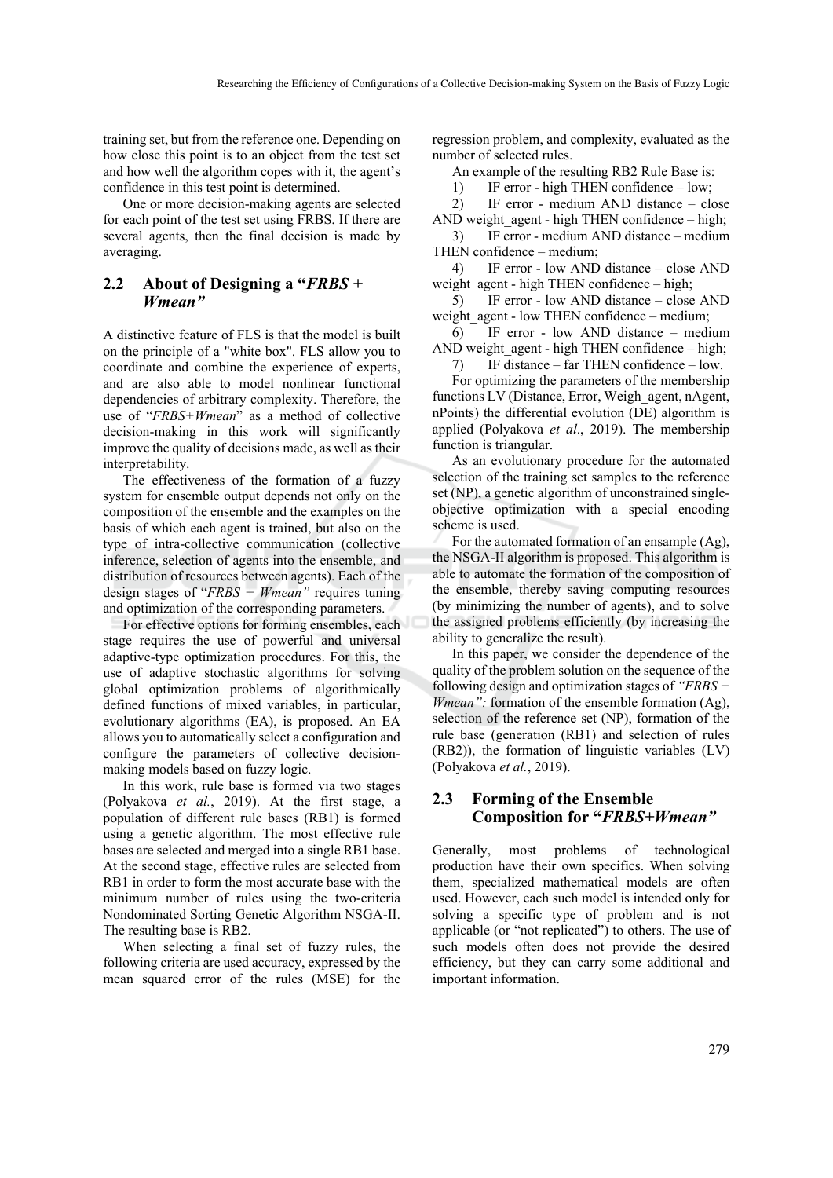training set, but from the reference one. Depending on how close this point is to an object from the test set and how well the algorithm copes with it, the agent's confidence in this test point is determined.

One or more decision-making agents are selected for each point of the test set using FRBS. If there are several agents, then the final decision is made by averaging.

## 2.2 About of Designing a "*FRBS + Wmean"*

A distinctive feature of FLS is that the model is built on the principle of a "white box". FLS allow you to coordinate and combine the experience of experts, and are also able to model nonlinear functional dependencies of arbitrary complexity. Therefore, the use of "*FRBS+Wmean*" as a method of collective decision-making in this work will significantly improve the quality of decisions made, as well as their interpretability.

The effectiveness of the formation of a fuzzy system for ensemble output depends not only on the composition of the ensemble and the examples on the basis of which each agent is trained, but also on the type of intra-collective communication (collective inference, selection of agents into the ensemble, and distribution of resources between agents). Each of the design stages of "*FRBS + Wmean"* requires tuning and optimization of the corresponding parameters.

For effective options for forming ensembles, each stage requires the use of powerful and universal adaptive-type optimization procedures. For this, the use of adaptive stochastic algorithms for solving global optimization problems of algorithmically defined functions of mixed variables, in particular, evolutionary algorithms (EA), is proposed. An EA allows you to automatically select a configuration and configure the parameters of collective decision-making models based on fuzzy logic.

In this work, rule base is formed via two stages (Polyakova *et al.*, 2019). At the first stage, a population of different rule bases (RB1) is formed using a genetic algorithm. The most effective rule bases are selected and merged into a single RB1 base. At the second stage, effective rules are selected from RB1 in order to form the most accurate base with the minimum number of rules using the two-criteria Nondominated Sorting Genetic Algorithm NSGA-II. The resulting base is RB2.

When selecting a final set of fuzzy rules, the following criteria are used accuracy, expressed by the mean squared error of the rules (MSE) for the regression problem, and complexity, evaluated as the number of selected rules.

An example of the resulting RB2 Rule Base is:

1) IF error - high THEN confidence – low;
2) IF error - medium AND distance – close AND weight_agent - high THEN confidence – high;
3) IF error - medium AND distance – medium THEN confidence – medium;
4) IF error - low AND distance – close AND weight_agent - high THEN confidence – high;
5) IF error - low AND distance – close AND weight_agent - low THEN confidence – medium;
6) IF error - low AND distance – medium AND weight_agent - high THEN confidence – high;
7) IF distance – far THEN confidence – low.

For optimizing the parameters of the membership functions LV (Distance, Error, Weigh_agent, nAgent, nPoints) the differential evolution (DE) algorithm is applied (Polyakova *et al*., 2019). The membership function is triangular.

As an evolutionary procedure for the automated selection of the training set samples to the reference set (NP), a genetic algorithm of unconstrained single-objective optimization with a special encoding scheme is used.

For the automated formation of an ensample (Ag), the NSGA-II algorithm is proposed. This algorithm is able to automate the formation of the composition of the ensemble, thereby saving computing resources (by minimizing the number of agents), and to solve the assigned problems efficiently (by increasing the ability to generalize the result).

In this paper, we consider the dependence of the quality of the problem solution on the sequence of the following design and optimization stages of *"FRBS + Wmean":* formation of the ensemble formation (Ag), selection of the reference set (NP), formation of the rule base (generation (RB1) and selection of rules (RB2)), the formation of linguistic variables (LV) (Polyakova *et al.*, 2019).

## 2.3 Forming of the Ensemble Composition for "*FRBS+Wmean"*

Generally, most problems of technological production have their own specifics. When solving them, specialized mathematical models are often used. However, each such model is intended only for solving a specific type of problem and is not applicable (or "not replicated") to others. The use of such models often does not provide the desired efficiency, but they can carry some additional and important information.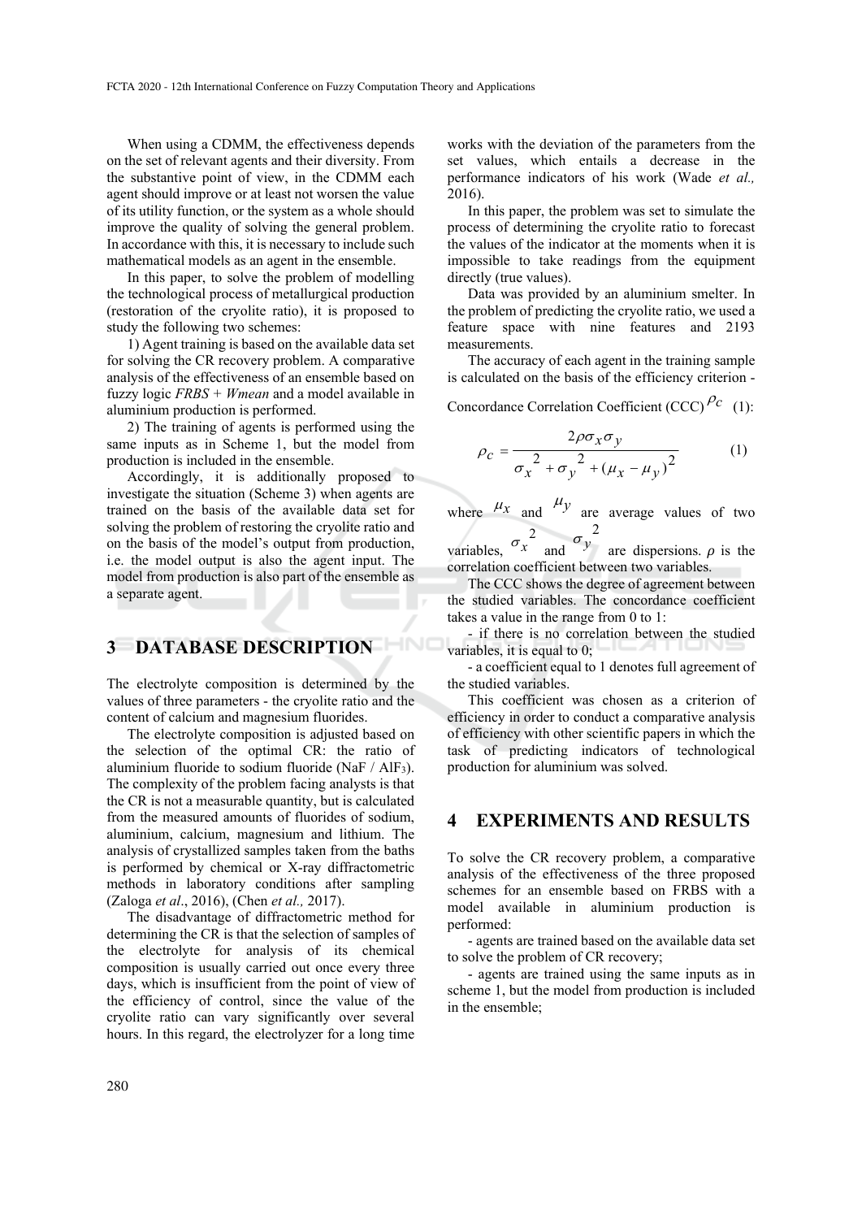When using a CDMM, the effectiveness depends on the set of relevant agents and their diversity. From the substantive point of view, in the CDMM each agent should improve or at least not worsen the value of its utility function, or the system as a whole should improve the quality of solving the general problem. In accordance with this, it is necessary to include such mathematical models as an agent in the ensemble.

In this paper, to solve the problem of modelling the technological process of metallurgical production (restoration of the cryolite ratio), it is proposed to study the following two schemes:

1) Agent training is based on the available data set for solving the CR recovery problem. A comparative analysis of the effectiveness of an ensemble based on fuzzy logic *FRBS* + *Wmean* and a model available in aluminium production is performed.

2) The training of agents is performed using the same inputs as in Scheme 1, but the model from production is included in the ensemble.

Accordingly, it is additionally proposed to investigate the situation (Scheme 3) when agents are trained on the basis of the available data set for solving the problem of restoring the cryolite ratio and on the basis of the model's output from production, i.e. the model output is also the agent input. The model from production is also part of the ensemble as a separate agent.

## 3 DATABASE DESCRIPTION

The electrolyte composition is determined by the values of three parameters - the cryolite ratio and the content of calcium and magnesium fluorides.

The electrolyte composition is adjusted based on the selection of the optimal CR: the ratio of aluminium fluoride to sodium fluoride ($NaF$ / $AlF_3$). The complexity of the problem facing analysts is that the CR is not a measurable quantity, but is calculated from the measured amounts of fluorides of sodium, aluminium, calcium, magnesium and lithium. The analysis of crystallized samples taken from the baths is performed by chemical or X-ray diffractometric methods in laboratory conditions after sampling (Zaloga *et al*., 2016), (Chen *et al.,* 2017).

The disadvantage of diffractometric method for determining the CR is that the selection of samples of the electrolyte for analysis of its chemical composition is usually carried out once every three days, which is insufficient from the point of view of the efficiency of control, since the value of the cryolite ratio can vary significantly over several hours. In this regard, the electrolyzer for a long time works with the deviation of the parameters from the set values, which entails a decrease in the performance indicators of his work (Wade *et al.,* 2016).

In this paper, the problem was set to simulate the process of determining the cryolite ratio to forecast the values of the indicator at the moments when it is impossible to take readings from the equipment directly (true values).

Data was provided by an aluminium smelter. In the problem of predicting the cryolite ratio, we used a feature space with nine features and 2193 measurements.

The accuracy of each agent in the training sample is calculated on the basis of the efficiency criterion - Concordance Correlation Coefficient (CCC) $\rho_c$ (1):

$$\rho_c = \frac{2\rho\sigma_x\sigma_y}{\sigma_x^2 + \sigma_y^2 + (\mu_x - \mu_y)^2} \tag{1}$$

where $\mu_x$ and $\mu_y$ are average values of two variables, $\sigma_x^2$ and $\sigma_y^2$ are dispersions. $\rho$ is the correlation coefficient between two variables.

The CCC shows the degree of agreement between the studied variables. The concordance coefficient takes a value in the range from 0 to 1:

- if there is no correlation between the studied variables, it is equal to 0;
- a coefficient equal to 1 denotes full agreement of the studied variables.

This coefficient was chosen as a criterion of efficiency in order to conduct a comparative analysis of efficiency with other scientific papers in which the task of predicting indicators of technological production for aluminium was solved.

## 4 EXPERIMENTS AND RESULTS

To solve the CR recovery problem, a comparative analysis of the effectiveness of the three proposed schemes for an ensemble based on FRBS with a model available in aluminium production is performed:

- agents are trained based on the available data set to solve the problem of CR recovery;
- agents are trained using the same inputs as in scheme 1, but the model from production is included in the ensemble;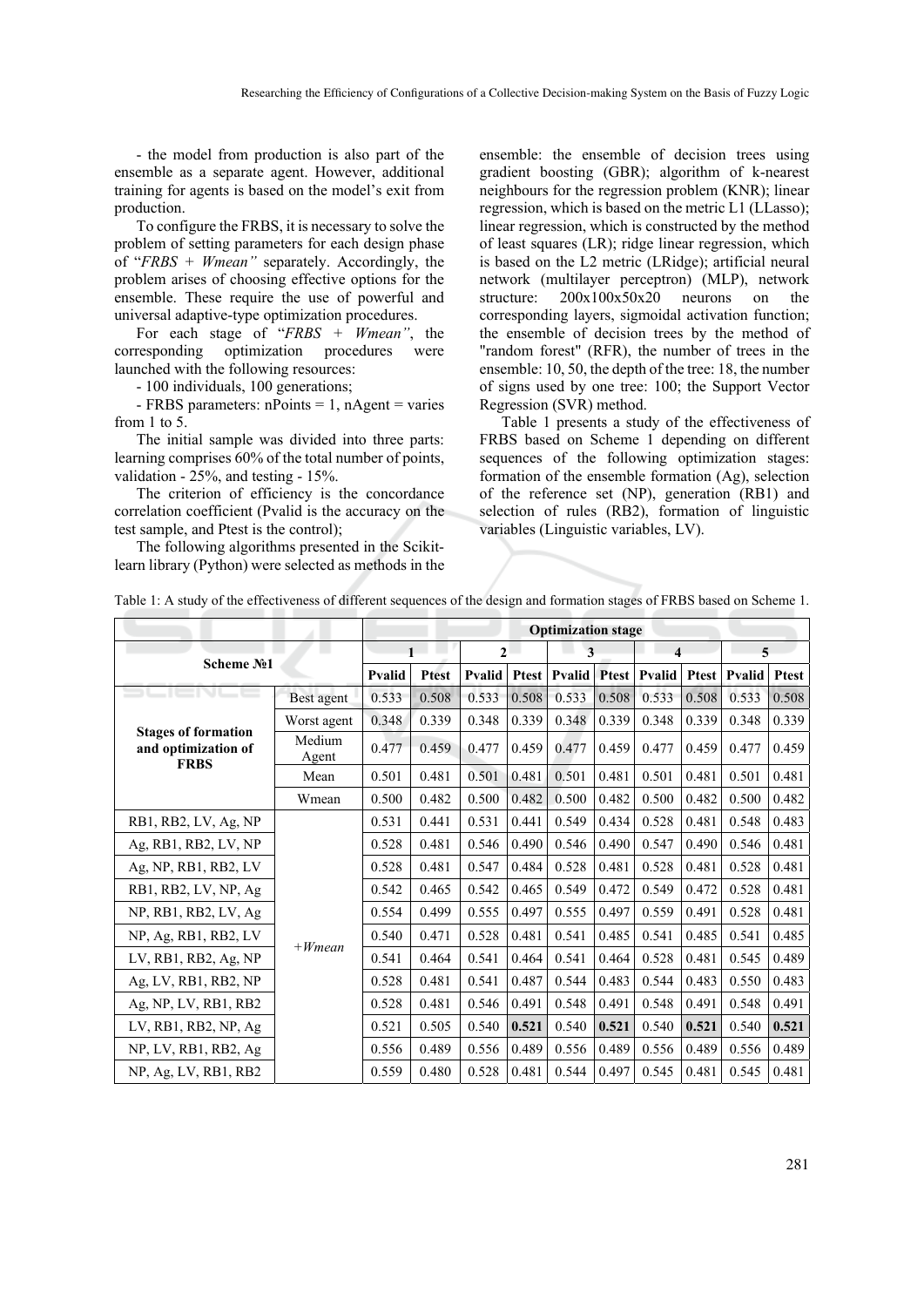- the model from production is also part of the ensemble as a separate agent. However, additional training for agents is based on the model's exit from production.

To configure the FRBS, it is necessary to solve the problem of setting parameters for each design phase of "*FRBS + Wmean"* separately. Accordingly, the problem arises of choosing effective options for the ensemble. These require the use of powerful and universal adaptive-type optimization procedures.

For each stage of "*FRBS + Wmean"*, the corresponding optimization procedures were launched with the following resources:

- 100 individuals, 100 generations;

- FRBS parameters: nPoints = 1, nAgent = varies from 1 to 5.

The initial sample was divided into three parts: learning comprises 60% of the total number of points, validation - 25%, and testing - 15%.

The criterion of efficiency is the concordance correlation coefficient (Pvalid is the accuracy on the test sample, and Ptest is the control);

The following algorithms presented in the Scikit-learn library (Python) were selected as methods in the ensemble: the ensemble of decision trees using gradient boosting (GBR); algorithm of k-nearest neighbours for the regression problem (KNR); linear regression, which is based on the metric L1 (LLasso); linear regression, which is constructed by the method of least squares (LR); ridge linear regression, which is based on the L2 metric (LRidge); artificial neural network (multilayer perceptron) (MLP), network structure: 200x100x50x20 neurons on the corresponding layers, sigmoidal activation function; the ensemble of decision trees by the method of "random forest" (RFR), the number of trees in the ensemble: 10, 50, the depth of the tree: 18, the number of signs used by one tree: 100; the Support Vector Regression (SVR) method.

Table 1 presents a study of the effectiveness of FRBS based on Scheme 1 depending on different sequences of the following optimization stages: formation of the ensemble formation (Ag), selection of the reference set (NP), generation (RB1) and selection of rules (RB2), formation of linguistic variables (Linguistic variables, LV).

Table 1: A study of the effectiveness of different sequences of the design and formation stages of FRBS based on Scheme 1.

| Scheme №1 | | Optimization stage | | | | | | | | | |
|---|---|---|---|---|---|---|---|---|---|---|---|
| | | 1 | | 2 | | 3 | | 4 | | 5 | |
| | | Pvalid | Ptest | Pvalid | Ptest | Pvalid | Ptest | Pvalid | Ptest | Pvalid | Ptest |
| **Stages of formation and optimization of FRBS** | Best agent | 0.533 | 0.508 | 0.533 | 0.508 | 0.533 | 0.508 | 0.533 | 0.508 | 0.533 | 0.508 |
| | Worst agent | 0.348 | 0.339 | 0.348 | 0.339 | 0.348 | 0.339 | 0.348 | 0.339 | 0.348 | 0.339 |
| | Medium Agent | 0.477 | 0.459 | 0.477 | 0.459 | 0.477 | 0.459 | 0.477 | 0.459 | 0.477 | 0.459 |
| | Mean | 0.501 | 0.481 | 0.501 | 0.481 | 0.501 | 0.481 | 0.501 | 0.481 | 0.501 | 0.481 |
| | Wmean | 0.500 | 0.482 | 0.500 | 0.482 | 0.500 | 0.482 | 0.500 | 0.482 | 0.500 | 0.482 |
| RB1, RB2, LV, Ag, NP | *+Wmean* | 0.531 | 0.441 | 0.531 | 0.441 | 0.549 | 0.434 | 0.528 | 0.481 | 0.548 | 0.483 |
| Ag, RB1, RB2, LV, NP | | 0.528 | 0.481 | 0.546 | 0.490 | 0.546 | 0.490 | 0.547 | 0.490 | 0.546 | 0.481 |
| Ag, NP, RB1, RB2, LV | | 0.528 | 0.481 | 0.547 | 0.484 | 0.528 | 0.481 | 0.528 | 0.481 | 0.528 | 0.481 |
| RB1, RB2, LV, NP, Ag | | 0.542 | 0.465 | 0.542 | 0.465 | 0.549 | 0.472 | 0.549 | 0.472 | 0.528 | 0.481 |
| NP, RB1, RB2, LV, Ag | | 0.554 | 0.499 | 0.555 | 0.497 | 0.555 | 0.497 | 0.559 | 0.491 | 0.528 | 0.481 |
| NP, Ag, RB1, RB2, LV | | 0.540 | 0.471 | 0.528 | 0.481 | 0.541 | 0.485 | 0.541 | 0.485 | 0.541 | 0.485 |
| LV, RB1, RB2, Ag, NP | | 0.541 | 0.464 | 0.541 | 0.464 | 0.541 | 0.464 | 0.528 | 0.481 | 0.545 | 0.489 |
| Ag, LV, RB1, RB2, NP | | 0.528 | 0.481 | 0.541 | 0.487 | 0.544 | 0.483 | 0.544 | 0.483 | 0.550 | 0.483 |
| Ag, NP, LV, RB1, RB2 | | 0.528 | 0.481 | 0.546 | 0.491 | 0.548 | 0.491 | 0.548 | 0.491 | 0.548 | 0.491 |
| LV, RB1, RB2, NP, Ag | | 0.521 | 0.505 | 0.540 | **0.521** | 0.540 | **0.521** | 0.540 | **0.521** | 0.540 | **0.521** |
| NP, LV, RB1, RB2, Ag | | 0.556 | 0.489 | 0.556 | 0.489 | 0.556 | 0.489 | 0.556 | 0.489 | 0.556 | 0.489 |
| NP, Ag, LV, RB1, RB2 | | 0.559 | 0.480 | 0.528 | 0.481 | 0.544 | 0.497 | 0.545 | 0.481 | 0.545 | 0.481 |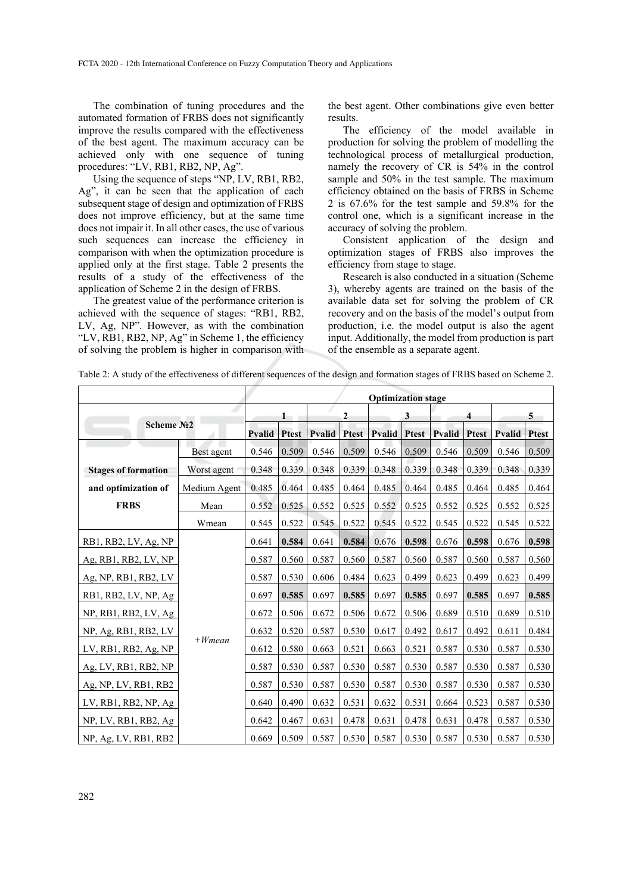The combination of tuning procedures and the automated formation of FRBS does not significantly improve the results compared with the effectiveness of the best agent. The maximum accuracy can be achieved only with one sequence of tuning procedures: "LV, RB1, RB2, NP, Ag".

Using the sequence of steps "NP, LV, RB1, RB2, Ag", it can be seen that the application of each subsequent stage of design and optimization of FRBS does not improve efficiency, but at the same time does not impair it. In all other cases, the use of various such sequences can increase the efficiency in comparison with when the optimization procedure is applied only at the first stage. Table 2 presents the results of a study of the effectiveness of the application of Scheme 2 in the design of FRBS.

The greatest value of the performance criterion is achieved with the sequence of stages: "RB1, RB2, LV, Ag, NP". However, as with the combination "LV, RB1, RB2, NP, Ag" in Scheme 1, the efficiency of solving the problem is higher in comparison with the best agent. Other combinations give even better results.

The efficiency of the model available in production for solving the problem of modelling the technological process of metallurgical production, namely the recovery of CR is 54% in the control sample and 50% in the test sample. The maximum efficiency obtained on the basis of FRBS in Scheme 2 is 67.6% for the test sample and 59.8% for the control one, which is a significant increase in the accuracy of solving the problem.

Consistent application of the design and optimization stages of FRBS also improves the efficiency from stage to stage.

Research is also conducted in a situation (Scheme 3), whereby agents are trained on the basis of the available data set for solving the problem of CR recovery and on the basis of the model's output from production, i.e. the model output is also the agent input. Additionally, the model from production is part of the ensemble as a separate agent.

Table 2: A study of the effectiveness of different sequences of the design and formation stages of FRBS based on Scheme 2.

| Scheme №2 | | Optimization stage | | | | | | | | | |
|---|---|---|---|---|---|---|---|---|---|---|---|
| | | 1 | | 2 | | 3 | | 4 | | 5 | |
| | | Pvalid | Ptest | Pvalid | Ptest | Pvalid | Ptest | Pvalid | Ptest | Pvalid | Ptest |
| **Stages of formation and optimization of FRBS** | Best agent | 0.546 | 0.509 | 0.546 | 0.509 | 0.546 | 0.509 | 0.546 | 0.509 | 0.546 | 0.509 |
| | Worst agent | 0.348 | 0.339 | 0.348 | 0.339 | 0.348 | 0.339 | 0.348 | 0.339 | 0.348 | 0.339 |
| | Medium Agent | 0.485 | 0.464 | 0.485 | 0.464 | 0.485 | 0.464 | 0.485 | 0.464 | 0.485 | 0.464 |
| | Mean | 0.552 | 0.525 | 0.552 | 0.525 | 0.552 | 0.525 | 0.552 | 0.525 | 0.552 | 0.525 |
| | Wmean | 0.545 | 0.522 | 0.545 | 0.522 | 0.545 | 0.522 | 0.545 | 0.522 | 0.545 | 0.522 |
| RB1, RB2, LV, Ag, NP | *+Wmean* | 0.641 | **0.584** | 0.641 | **0.584** | 0.676 | **0.598** | 0.676 | **0.598** | 0.676 | **0.598** |
| Ag, RB1, RB2, LV, NP | | 0.587 | 0.560 | 0.587 | 0.560 | 0.587 | 0.560 | 0.587 | 0.560 | 0.587 | 0.560 |
| Ag, NP, RB1, RB2, LV | | 0.587 | 0.530 | 0.606 | 0.484 | 0.623 | 0.499 | 0.623 | 0.499 | 0.623 | 0.499 |
| RB1, RB2, LV, NP, Ag | | 0.697 | **0.585** | 0.697 | **0.585** | 0.697 | **0.585** | 0.697 | **0.585** | 0.697 | **0.585** |
| NP, RB1, RB2, LV, Ag | | 0.672 | 0.506 | 0.672 | 0.506 | 0.672 | 0.506 | 0.689 | 0.510 | 0.689 | 0.510 |
| NP, Ag, RB1, RB2, LV | | 0.632 | 0.520 | 0.587 | 0.530 | 0.617 | 0.492 | 0.617 | 0.492 | 0.611 | 0.484 |
| LV, RB1, RB2, Ag, NP | | 0.612 | 0.580 | 0.663 | 0.521 | 0.663 | 0.521 | 0.587 | 0.530 | 0.587 | 0.530 |
| Ag, LV, RB1, RB2, NP | | 0.587 | 0.530 | 0.587 | 0.530 | 0.587 | 0.530 | 0.587 | 0.530 | 0.587 | 0.530 |
| Ag, NP, LV, RB1, RB2 | | 0.587 | 0.530 | 0.587 | 0.530 | 0.587 | 0.530 | 0.587 | 0.530 | 0.587 | 0.530 |
| LV, RB1, RB2, NP, Ag | | 0.640 | 0.490 | 0.632 | 0.531 | 0.632 | 0.531 | 0.664 | 0.523 | 0.587 | 0.530 |
| NP, LV, RB1, RB2, Ag | | 0.642 | 0.467 | 0.631 | 0.478 | 0.631 | 0.478 | 0.631 | 0.478 | 0.587 | 0.530 |
| NP, Ag, LV, RB1, RB2 | | 0.669 | 0.509 | 0.587 | 0.530 | 0.587 | 0.530 | 0.587 | 0.530 | 0.587 | 0.530 |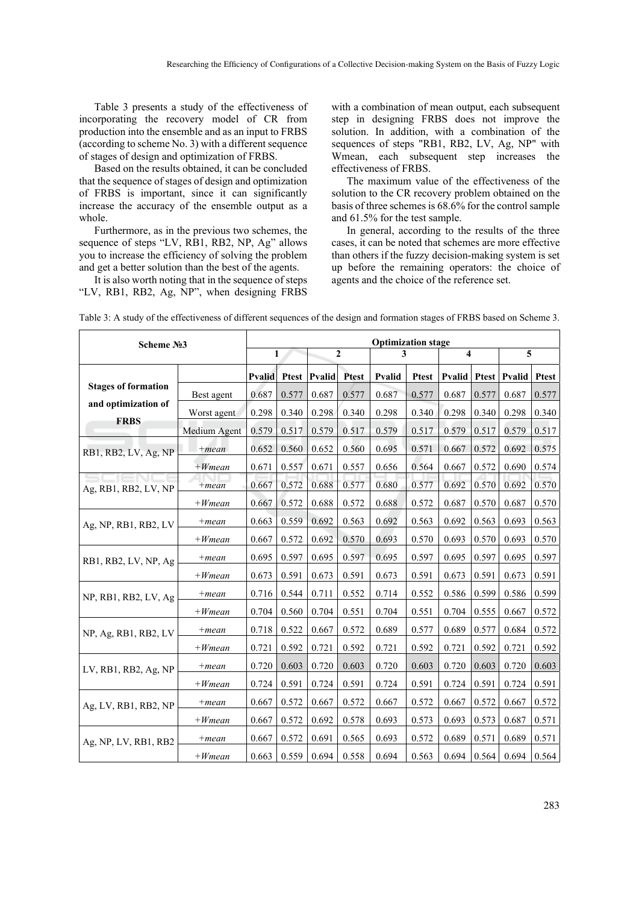Table 3 presents a study of the effectiveness of incorporating the recovery model of CR from production into the ensemble and as an input to FRBS (according to scheme No. 3) with a different sequence of stages of design and optimization of FRBS.

Based on the results obtained, it can be concluded that the sequence of stages of design and optimization of FRBS is important, since it can significantly increase the accuracy of the ensemble output as a whole.

Furthermore, as in the previous two schemes, the sequence of steps "LV, RB1, RB2, NP, Ag" allows you to increase the efficiency of solving the problem and get a better solution than the best of the agents.

It is also worth noting that in the sequence of steps "LV, RB1, RB2, Ag, NP", when designing FRBS with a combination of mean output, each subsequent step in designing FRBS does not improve the solution. In addition, with a combination of the sequences of steps "RB1, RB2, LV, Ag, NP" with Wmean, each subsequent step increases the effectiveness of FRBS.

The maximum value of the effectiveness of the solution to the CR recovery problem obtained on the basis of three schemes is 68.6% for the control sample and 61.5% for the test sample.

In general, according to the results of the three cases, it can be noted that schemes are more effective than others if the fuzzy decision-making system is set up before the remaining operators: the choice of agents and the choice of the reference set.

Table 3: A study of the effectiveness of different sequences of the design and formation stages of FRBS based on Scheme 3.

| Scheme №3 | | Optimization stage | | | | | | | | | |
|---|---|---|---|---|---|---|---|---|---|---|---|
| | | 1 | | 2 | | 3 | | 4 | | 5 | |
| | | Pvalid | Ptest | Pvalid | Ptest | Pvalid | Ptest | Pvalid | Ptest | Pvalid | Ptest |
| Stages of formation and optimization of FRBS | Best agent | 0.687 | 0.577 | 0.687 | 0.577 | 0.687 | 0.577 | 0.687 | 0.577 | 0.687 | 0.577 |
| | Worst agent | 0.298 | 0.340 | 0.298 | 0.340 | 0.298 | 0.340 | 0.298 | 0.340 | 0.298 | 0.340 |
| | Medium Agent | 0.579 | 0.517 | 0.579 | 0.517 | 0.579 | 0.517 | 0.579 | 0.517 | 0.579 | 0.517 |
| RB1, RB2, LV, Ag, NP | *+mean* | 0.652 | 0.560 | 0.652 | 0.560 | 0.695 | 0.571 | 0.667 | 0.572 | 0.692 | 0.575 |
| | *+Wmean* | 0.671 | 0.557 | 0.671 | 0.557 | 0.656 | 0.564 | 0.667 | 0.572 | 0.690 | 0.574 |
| Ag, RB1, RB2, LV, NP | *+mean* | 0.667 | 0.572 | 0.688 | 0.577 | 0.680 | 0.577 | 0.692 | 0.570 | 0.692 | 0.570 |
| | *+Wmean* | 0.667 | 0.572 | 0.688 | 0.572 | 0.688 | 0.572 | 0.687 | 0.570 | 0.687 | 0.570 |
| Ag, NP, RB1, RB2, LV | *+mean* | 0.663 | 0.559 | 0.692 | 0.563 | 0.692 | 0.563 | 0.692 | 0.563 | 0.693 | 0.563 |
| | *+Wmean* | 0.667 | 0.572 | 0.692 | 0.570 | 0.693 | 0.570 | 0.693 | 0.570 | 0.693 | 0.570 |
| RB1, RB2, LV, NP, Ag | *+mean* | 0.695 | 0.597 | 0.695 | 0.597 | 0.695 | 0.597 | 0.695 | 0.597 | 0.695 | 0.597 |
| | *+Wmean* | 0.673 | 0.591 | 0.673 | 0.591 | 0.673 | 0.591 | 0.673 | 0.591 | 0.673 | 0.591 |
| NP, RB1, RB2, LV, Ag | *+mean* | 0.716 | 0.544 | 0.711 | 0.552 | 0.714 | 0.552 | 0.586 | 0.599 | 0.586 | 0.599 |
| | *+Wmean* | 0.704 | 0.560 | 0.704 | 0.551 | 0.704 | 0.551 | 0.704 | 0.555 | 0.667 | 0.572 |
| NP, Ag, RB1, RB2, LV | *+mean* | 0.718 | 0.522 | 0.667 | 0.572 | 0.689 | 0.577 | 0.689 | 0.577 | 0.684 | 0.572 |
| | *+Wmean* | 0.721 | 0.592 | 0.721 | 0.592 | 0.721 | 0.592 | 0.721 | 0.592 | 0.721 | 0.592 |
| LV, RB1, RB2, Ag, NP | *+mean* | 0.720 | 0.603 | 0.720 | 0.603 | 0.720 | 0.603 | 0.720 | 0.603 | 0.720 | 0.603 |
| | *+Wmean* | 0.724 | 0.591 | 0.724 | 0.591 | 0.724 | 0.591 | 0.724 | 0.591 | 0.724 | 0.591 |
| Ag, LV, RB1, RB2, NP | *+mean* | 0.667 | 0.572 | 0.667 | 0.572 | 0.667 | 0.572 | 0.667 | 0.572 | 0.667 | 0.572 |
| | *+Wmean* | 0.667 | 0.572 | 0.692 | 0.578 | 0.693 | 0.573 | 0.693 | 0.573 | 0.687 | 0.571 |
| Ag, NP, LV, RB1, RB2 | *+mean* | 0.667 | 0.572 | 0.691 | 0.565 | 0.693 | 0.572 | 0.689 | 0.571 | 0.689 | 0.571 |
| | *+Wmean* | 0.663 | 0.559 | 0.694 | 0.558 | 0.694 | 0.563 | 0.694 | 0.564 | 0.694 | 0.564 |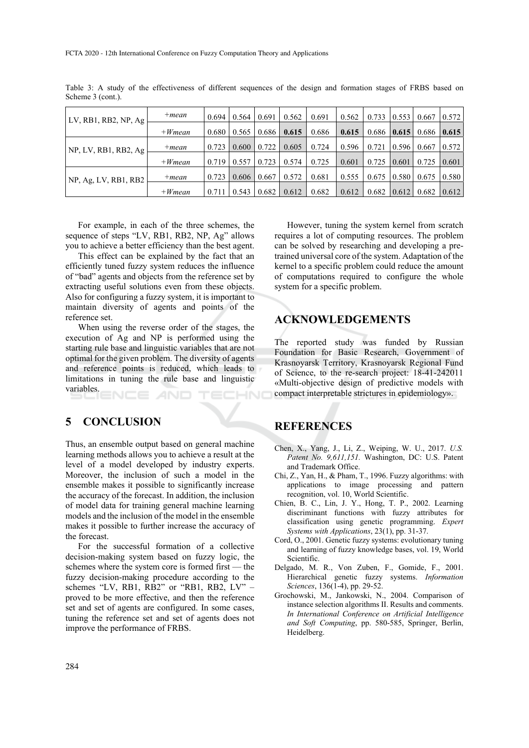Table 3: A study of the effectiveness of different sequences of the design and formation stages of FRBS based on Scheme 3 (cont.).

| | | | | | | | | | | | |
|---|---|---|---|---|---|---|---|---|---|---|---|
| LV, RB1, RB2, NP, Ag | *+mean* | 0.694 | 0.564 | 0.691 | 0.562 | 0.691 | 0.562 | 0.733 | 0.553 | 0.667 | 0.572 |
| | *+Wmean* | 0.680 | 0.565 | 0.686 | **0.615** | 0.686 | **0.615** | 0.686 | **0.615** | 0.686 | **0.615** |
| NP, LV, RB1, RB2, Ag | *+mean* | 0.723 | 0.600 | 0.722 | 0.605 | 0.724 | 0.596 | 0.721 | 0.596 | 0.667 | 0.572 |
| | *+Wmean* | 0.719 | 0.557 | 0.723 | 0.574 | 0.725 | 0.601 | 0.725 | 0.601 | 0.725 | 0.601 |
| NP, Ag, LV, RB1, RB2 | *+mean* | 0.723 | 0.606 | 0.667 | 0.572 | 0.681 | 0.555 | 0.675 | 0.580 | 0.675 | 0.580 |
| | *+Wmean* | 0.711 | 0.543 | 0.682 | 0.612 | 0.682 | 0.612 | 0.682 | 0.612 | 0.682 | 0.612 |

For example, in each of the three schemes, the sequence of steps "LV, RB1, RB2, NP, Ag" allows you to achieve a better efficiency than the best agent.

This effect can be explained by the fact that an efficiently tuned fuzzy system reduces the influence of "bad" agents and objects from the reference set by extracting useful solutions even from these objects. Also for configuring a fuzzy system, it is important to maintain diversity of agents and points of the reference set.

When using the reverse order of the stages, the execution of Ag and NP is performed using the starting rule base and linguistic variables that are not optimal for the given problem. The diversity of agents and reference points is reduced, which leads to limitations in tuning the rule base and linguistic variables.

## 5 CONCLUSION

Thus, an ensemble output based on general machine learning methods allows you to achieve a result at the level of a model developed by industry experts. Moreover, the inclusion of such a model in the ensemble makes it possible to significantly increase the accuracy of the forecast. In addition, the inclusion of model data for training general machine learning models and the inclusion of the model in the ensemble makes it possible to further increase the accuracy of the forecast.

For the successful formation of a collective decision-making system based on fuzzy logic, the schemes where the system core is formed first — the fuzzy decision-making procedure according to the schemes "LV, RB1, RB2" or "RB1, RB2, LV" – proved to be more effective, and then the reference set and set of agents are configured. In some cases, tuning the reference set and set of agents does not improve the performance of FRBS.

However, tuning the system kernel from scratch requires a lot of computing resources. The problem can be solved by researching and developing a pre-trained universal core of the system. Adaptation of the kernel to a specific problem could reduce the amount of computations required to configure the whole system for a specific problem.

## ACKNOWLEDGEMENTS

The reported study was funded by Russian Foundation for Basic Research, Government of Krasnoyarsk Territory, Krasnoyarsk Regional Fund of Science, to the re-search project: 18-41-242011 «Multi-objective design of predictive models with compact interpretable strictures in epidemiology».

## REFERENCES

Chen, X., Yang, J., Li, Z., Weiping, W. U., 2017. *U.S. Patent No. 9,611,151.* Washington, DC: U.S. Patent and Trademark Office.

Chi, Z., Yan, H., & Pham, T., 1996. Fuzzy algorithms: with applications to image processing and pattern recognition, vol. 10, World Scientific.

Chien, B. C., Lin, J. Y., Hong, T. P., 2002. Learning discriminant functions with fuzzy attributes for classification using genetic programming. *Expert Systems with Applications*, 23(1), pp. 31-37.

Cord, O., 2001. Genetic fuzzy systems: evolutionary tuning and learning of fuzzy knowledge bases, vol. 19, World Scientific.

Delgado, M. R., Von Zuben, F., Gomide, F., 2001. Hierarchical genetic fuzzy systems. *Information Sciences*, 136(1-4), pp. 29-52.

Grochowski, M., Jankowski, N., 2004. Comparison of instance selection algorithms II. Results and comments. *In International Conference on Artificial Intelligence and Soft Computing*, pp. 580-585, Springer, Berlin, Heidelberg.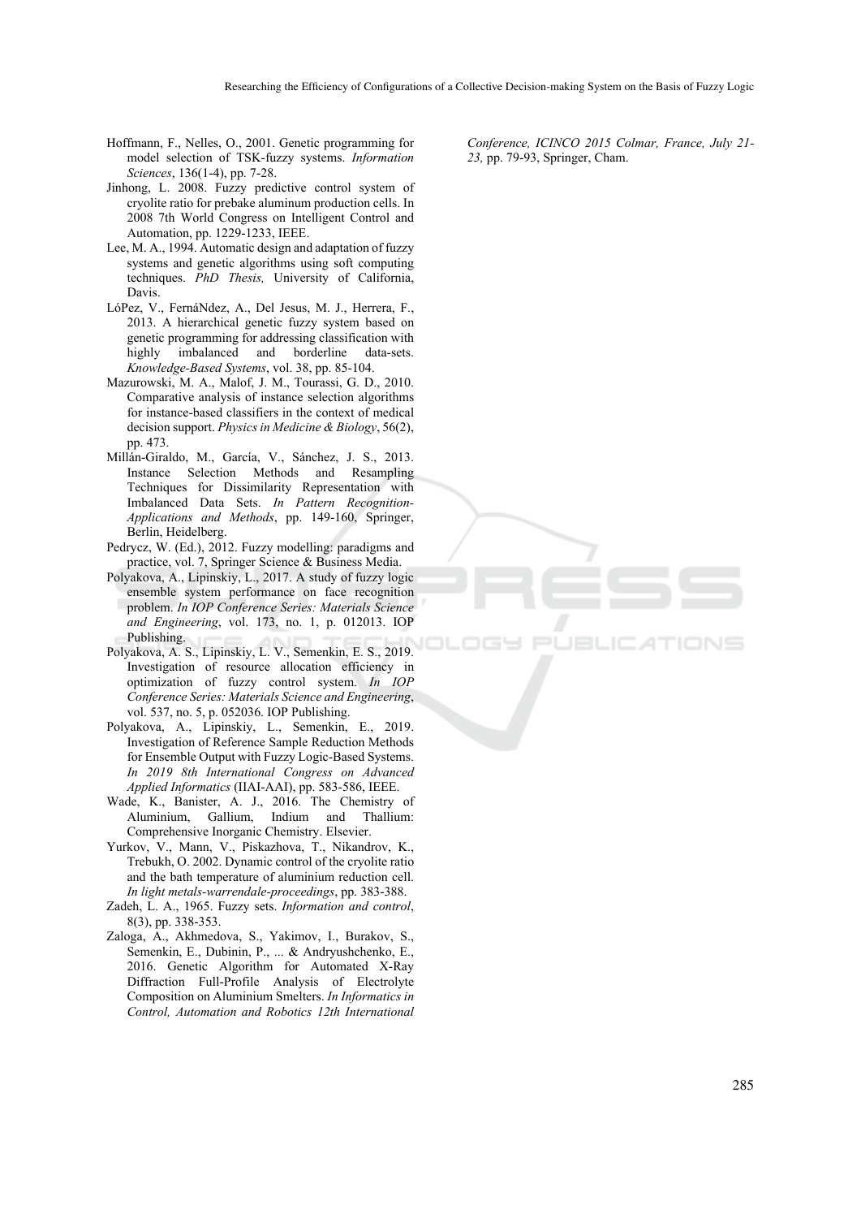Hoffmann, F., Nelles, O., 2001. Genetic programming for model selection of TSK-fuzzy systems. *Information Sciences*, 136(1-4), pp. 7-28.

Jinhong, L. 2008. Fuzzy predictive control system of cryolite ratio for prebake aluminum production cells. In 2008 7th World Congress on Intelligent Control and Automation, pp. 1229-1233, IEEE.

Lee, M. A., 1994. Automatic design and adaptation of fuzzy systems and genetic algorithms using soft computing techniques. *PhD Thesis,* University of California, Davis.

LóPez, V., FernáNdez, A., Del Jesus, M. J., Herrera, F., 2013. A hierarchical genetic fuzzy system based on genetic programming for addressing classification with highly imbalanced and borderline data-sets. *Knowledge-Based Systems*, vol. 38, pp. 85-104.

Mazurowski, M. A., Malof, J. M., Tourassi, G. D., 2010. Comparative analysis of instance selection algorithms for instance-based classifiers in the context of medical decision support. *Physics in Medicine & Biology*, 56(2), pp. 473.

Millán-Giraldo, M., García, V., Sánchez, J. S., 2013. Instance Selection Methods and Resampling Techniques for Dissimilarity Representation with Imbalanced Data Sets. *In Pattern Recognition-Applications and Methods*, pp. 149-160, Springer, Berlin, Heidelberg.

Pedrycz, W. (Ed.), 2012. Fuzzy modelling: paradigms and practice, vol. 7, Springer Science & Business Media.

Polyakova, A., Lipinskiy, L., 2017. A study of fuzzy logic ensemble system performance on face recognition problem. *In IOP Conference Series: Materials Science and Engineering*, vol. 173, no. 1, p. 012013. IOP Publishing.

Polyakova, A. S., Lipinskiy, L. V., Semenkin, E. S., 2019. Investigation of resource allocation efficiency in optimization of fuzzy control system. *In IOP Conference Series: Materials Science and Engineering*, vol. 537, no. 5, p. 052036. IOP Publishing.

Polyakova, A., Lipinskiy, L., Semenkin, E., 2019. Investigation of Reference Sample Reduction Methods for Ensemble Output with Fuzzy Logic-Based Systems. *In 2019 8th International Congress on Advanced Applied Informatics* (IIAI-AAI), pp. 583-586, IEEE.

Wade, K., Banister, A. J., 2016. The Chemistry of Aluminium, Gallium, Indium and Thallium: Comprehensive Inorganic Chemistry. Elsevier.

Yurkov, V., Mann, V., Piskazhova, T., Nikandrov, K., Trebukh, O. 2002. Dynamic control of the cryolite ratio and the bath temperature of aluminium reduction cell. *In light metals-warrendale-proceedings*, pp. 383-388.

Zadeh, L. A., 1965. Fuzzy sets. *Information and control*, 8(3), pp. 338-353.

Zaloga, A., Akhmedova, S., Yakimov, I., Burakov, S., Semenkin, E., Dubinin, P., ... & Andryushchenko, E., 2016. Genetic Algorithm for Automated X-Ray Diffraction Full-Profile Analysis of Electrolyte Composition on Aluminium Smelters. *In Informatics in Control, Automation and Robotics 12th International Conference, ICINCO 2015 Colmar, France, July 21-23,* pp. 79-93, Springer, Cham.